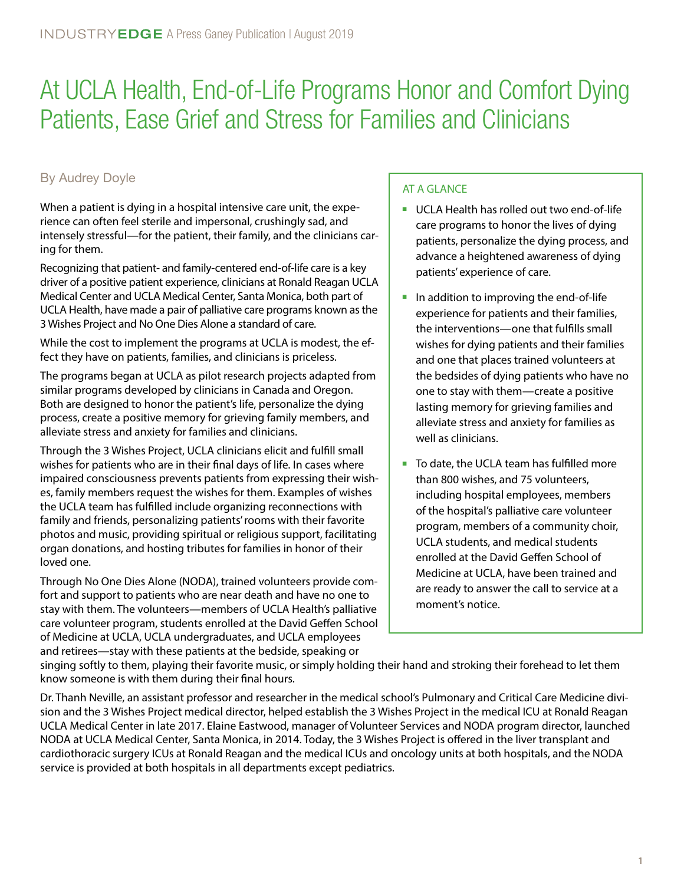# At UCLA Health, End-of-Life Programs Honor and Comfort Dying Patients, Ease Grief and Stress for Families and Clinicians

By Audrey Doyle

When a patient is dying in a hospital intensive care unit, the experience can often feel sterile and impersonal, crushingly sad, and intensely stressful—for the patient, their family, and the clinicians caring for them.

Recognizing that patient- and family-centered end-of-life care is a key driver of a positive patient experience, clinicians at Ronald Reagan UCLA Medical Center and UCLA Medical Center, Santa Monica, both part of UCLA Health, have made a pair of palliative care programs known as the 3 Wishes Project and No One Dies Alone a standard of care.

While the cost to implement the programs at UCLA is modest, the effect they have on patients, families, and clinicians is priceless.

The programs began at UCLA as pilot research projects adapted from similar programs developed by clinicians in Canada and Oregon. Both are designed to honor the patient's life, personalize the dying process, create a positive memory for grieving family members, and alleviate stress and anxiety for families and clinicians.

Through the 3 Wishes Project, UCLA clinicians elicit and fulfill small wishes for patients who are in their final days of life. In cases where impaired consciousness prevents patients from expressing their wishes, family members request the wishes for them. Examples of wishes the UCLA team has fulfilled include organizing reconnections with family and friends, personalizing patients' rooms with their favorite photos and music, providing spiritual or religious support, facilitating organ donations, and hosting tributes for families in honor of their loved one.

Through No One Dies Alone (NODA), trained volunteers provide comfort and support to patients who are near death and have no one to stay with them. The volunteers—members of UCLA Health's palliative care volunteer program, students enrolled at the David Geffen School of Medicine at UCLA, UCLA undergraduates, and UCLA employees and retirees—stay with these patients at the bedside, speaking or singing softly to them, playing their favorite music, or simply holding their hand and stroking their forehead to let them know someone is with them during their final hours.

Dr. Thanh Neville, an assistant professor and researcher in the medical school's Pulmonary and Critical Care Medicine division and the 3 Wishes Project medical director, helped establish the 3 Wishes Project in the medical ICU at Ronald Reagan UCLA Medical Center in late 2017. Elaine Eastwood, manager of Volunteer Services and NODA program director, launched NODA at UCLA Medical Center, Santa Monica, in 2014. Today, the 3 Wishes Project is offered in the liver transplant and cardiothoracic surgery ICUs at Ronald Reagan and the medical ICUs and oncology units at both hospitals, and the NODA service is provided at both hospitals in all departments except pediatrics.

## AT A GLANCE

- UCLA Health has rolled out two end-of-life care programs to honor the lives of dying patients, personalize the dying process, and advance a heightened awareness of dying patients' experience of care.
- In addition to improving the end-of-life experience for patients and their families, the interventions—one that fulfills small wishes for dying patients and their families and one that places trained volunteers at the bedsides of dying patients who have no one to stay with them—create a positive lasting memory for grieving families and alleviate stress and anxiety for families as well as clinicians.
- To date, the UCLA team has fulfilled more than 800 wishes, and 75 volunteers, including hospital employees, members of the hospital's palliative care volunteer program, members of a community choir, UCLA students, and medical students enrolled at the David Geffen School of Medicine at UCLA, have been trained and are ready to answer the call to service at a moment's notice.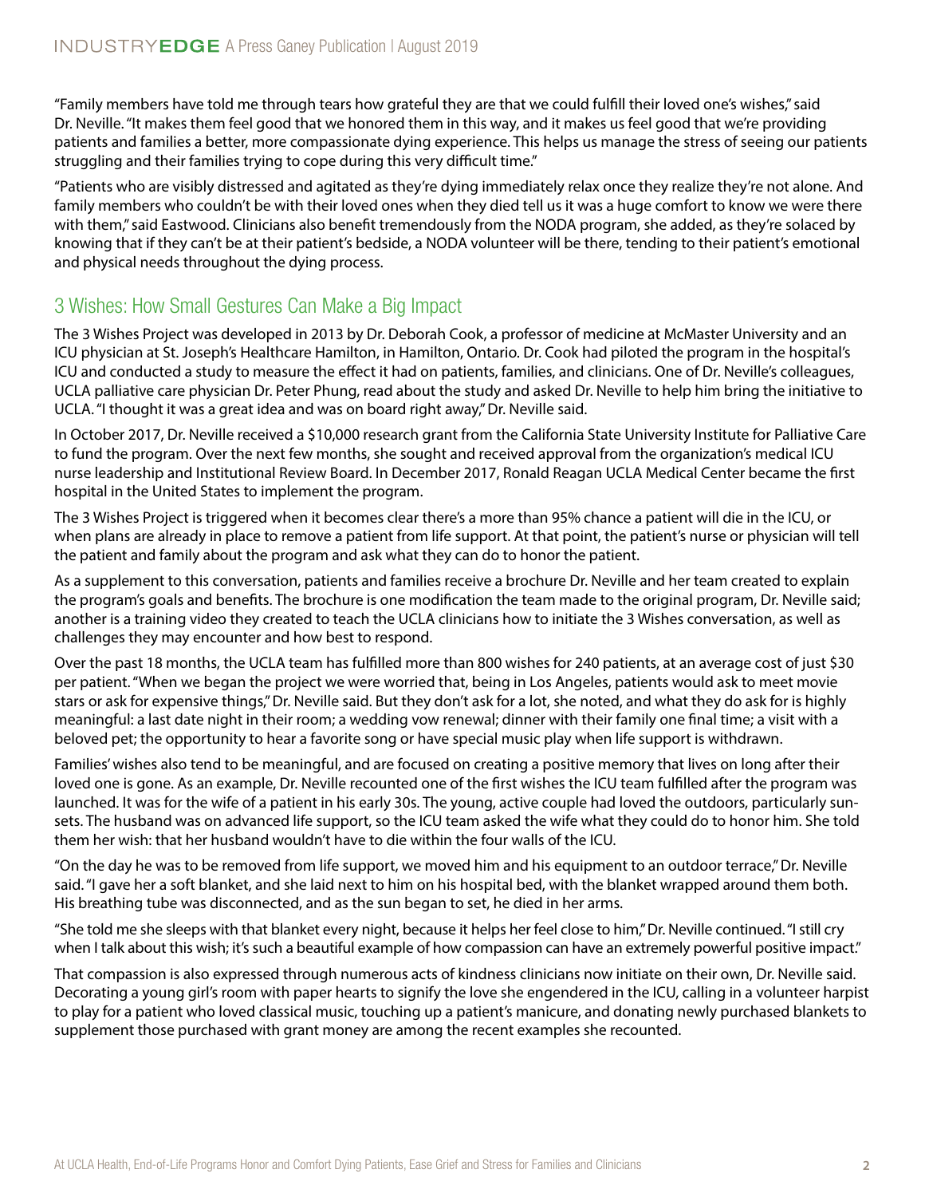"Family members have told me through tears how grateful they are that we could fulfill their loved one's wishes," said Dr. Neville. "It makes them feel good that we honored them in this way, and it makes us feel good that we're providing patients and families a better, more compassionate dying experience. This helps us manage the stress of seeing our patients struggling and their families trying to cope during this very difficult time."

"Patients who are visibly distressed and agitated as they're dying immediately relax once they realize they're not alone. And family members who couldn't be with their loved ones when they died tell us it was a huge comfort to know we were there with them," said Eastwood. Clinicians also benefit tremendously from the NODA program, she added, as they're solaced by knowing that if they can't be at their patient's bedside, a NODA volunteer will be there, tending to their patient's emotional and physical needs throughout the dying process.

## 3 Wishes: How Small Gestures Can Make a Big Impact

The 3 Wishes Project was developed in 2013 by Dr. Deborah Cook, a professor of medicine at McMaster University and an ICU physician at St. Joseph's Healthcare Hamilton, in Hamilton, Ontario. Dr. Cook had piloted the program in the hospital's ICU and conducted a study to measure the effect it had on patients, families, and clinicians. One of Dr. Neville's colleagues, UCLA palliative care physician Dr. Peter Phung, read about the study and asked Dr. Neville to help him bring the initiative to UCLA. "I thought it was a great idea and was on board right away," Dr. Neville said.

In October 2017, Dr. Neville received a $10,000 research grant from the California State University Institute for Palliative Care to fund the program. Over the next few months, she sought and received approval from the organization's medical ICU nurse leadership and Institutional Review Board. In December 2017, Ronald Reagan UCLA Medical Center became the first hospital in the United States to implement the program.

The 3 Wishes Project is triggered when it becomes clear there's a more than 95% chance a patient will die in the ICU, or when plans are already in place to remove a patient from life support. At that point, the patient's nurse or physician will tell the patient and family about the program and ask what they can do to honor the patient.

As a supplement to this conversation, patients and families receive a brochure Dr. Neville and her team created to explain the program's goals and benefits. The brochure is one modification the team made to the original program, Dr. Neville said; another is a training video they created to teach the UCLA clinicians how to initiate the 3 Wishes conversation, as well as challenges they may encounter and how best to respond.

Over the past 18 months, the UCLA team has fulfilled more than 800 wishes for 240 patients, at an average cost of just $30 per patient. "When we began the project we were worried that, being in Los Angeles, patients would ask to meet movie stars or ask for expensive things," Dr. Neville said. But they don't ask for a lot, she noted, and what they do ask for is highly meaningful: a last date night in their room; a wedding vow renewal; dinner with their family one final time; a visit with a beloved pet; the opportunity to hear a favorite song or have special music play when life support is withdrawn.

Families' wishes also tend to be meaningful, and are focused on creating a positive memory that lives on long after their loved one is gone. As an example, Dr. Neville recounted one of the first wishes the ICU team fulfilled after the program was launched. It was for the wife of a patient in his early 30s. The young, active couple had loved the outdoors, particularly sunsets. The husband was on advanced life support, so the ICU team asked the wife what they could do to honor him. She told them her wish: that her husband wouldn't have to die within the four walls of the ICU.

"On the day he was to be removed from life support, we moved him and his equipment to an outdoor terrace," Dr. Neville said. "I gave her a soft blanket, and she laid next to him on his hospital bed, with the blanket wrapped around them both. His breathing tube was disconnected, and as the sun began to set, he died in her arms.

"She told me she sleeps with that blanket every night, because it helps her feel close to him," Dr. Neville continued. "I still cry when I talk about this wish; it's such a beautiful example of how compassion can have an extremely powerful positive impact."

That compassion is also expressed through numerous acts of kindness clinicians now initiate on their own, Dr. Neville said. Decorating a young girl's room with paper hearts to signify the love she engendered in the ICU, calling in a volunteer harpist to play for a patient who loved classical music, touching up a patient's manicure, and donating newly purchased blankets to supplement those purchased with grant money are among the recent examples she recounted.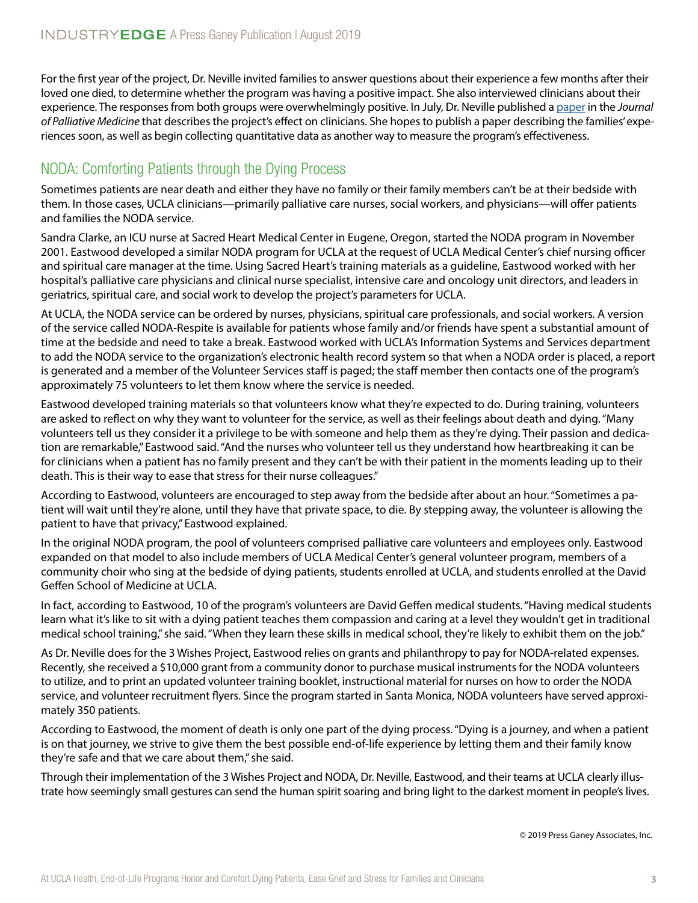For the first year of the project, Dr. Neville invited families to answer questions about their experience a few months after their loved one died, to determine whether the program was having a positive impact. She also interviewed clinicians about their experience. The responses from both groups were overwhelmingly positive. In July, Dr. Neville published a paper in the *Journal of Palliative Medicine* that describes the project's effect on clinicians. She hopes to publish a paper describing the families' experiences soon, as well as begin collecting quantitative data as another way to measure the program's effectiveness.

## NODA: Comforting Patients through the Dying Process

Sometimes patients are near death and either they have no family or their family members can't be at their bedside with them. In those cases, UCLA clinicians—primarily palliative care nurses, social workers, and physicians—will offer patients and families the NODA service.

Sandra Clarke, an ICU nurse at Sacred Heart Medical Center in Eugene, Oregon, started the NODA program in November 2001. Eastwood developed a similar NODA program for UCLA at the request of UCLA Medical Center's chief nursing officer and spiritual care manager at the time. Using Sacred Heart's training materials as a guideline, Eastwood worked with her hospital's palliative care physicians and clinical nurse specialist, intensive care and oncology unit directors, and leaders in geriatrics, spiritual care, and social work to develop the project's parameters for UCLA.

At UCLA, the NODA service can be ordered by nurses, physicians, spiritual care professionals, and social workers. A version of the service called NODA-Respite is available for patients whose family and/or friends have spent a substantial amount of time at the bedside and need to take a break. Eastwood worked with UCLA's Information Systems and Services department to add the NODA service to the organization's electronic health record system so that when a NODA order is placed, a report is generated and a member of the Volunteer Services staff is paged; the staff member then contacts one of the program's approximately 75 volunteers to let them know where the service is needed.

Eastwood developed training materials so that volunteers know what they're expected to do. During training, volunteers are asked to reflect on why they want to volunteer for the service, as well as their feelings about death and dying. "Many volunteers tell us they consider it a privilege to be with someone and help them as they're dying. Their passion and dedication are remarkable," Eastwood said. "And the nurses who volunteer tell us they understand how heartbreaking it can be for clinicians when a patient has no family present and they can't be with their patient in the moments leading up to their death. This is their way to ease that stress for their nurse colleagues."

According to Eastwood, volunteers are encouraged to step away from the bedside after about an hour. "Sometimes a patient will wait until they're alone, until they have that private space, to die. By stepping away, the volunteer is allowing the patient to have that privacy," Eastwood explained.

In the original NODA program, the pool of volunteers comprised palliative care volunteers and employees only. Eastwood expanded on that model to also include members of UCLA Medical Center's general volunteer program, members of a community choir who sing at the bedside of dying patients, students enrolled at UCLA, and students enrolled at the David Geffen School of Medicine at UCLA.

In fact, according to Eastwood, 10 of the program's volunteers are David Geffen medical students. "Having medical students learn what it's like to sit with a dying patient teaches them compassion and caring at a level they wouldn't get in traditional medical school training," she said. "When they learn these skills in medical school, they're likely to exhibit them on the job."

As Dr. Neville does for the 3 Wishes Project, Eastwood relies on grants and philanthropy to pay for NODA-related expenses. Recently, she received a $10,000 grant from a community donor to purchase musical instruments for the NODA volunteers to utilize, and to print an updated volunteer training booklet, instructional material for nurses on how to order the NODA service, and volunteer recruitment flyers. Since the program started in Santa Monica, NODA volunteers have served approximately 350 patients.

According to Eastwood, the moment of death is only one part of the dying process. "Dying is a journey, and when a patient is on that journey, we strive to give them the best possible end-of-life experience by letting them and their family know they're safe and that we care about them," she said.

Through their implementation of the 3 Wishes Project and NODA, Dr. Neville, Eastwood, and their teams at UCLA clearly illustrate how seemingly small gestures can send the human spirit soaring and bring light to the darkest moment in people's lives.

© 2019 Press Ganey Associates, Inc.